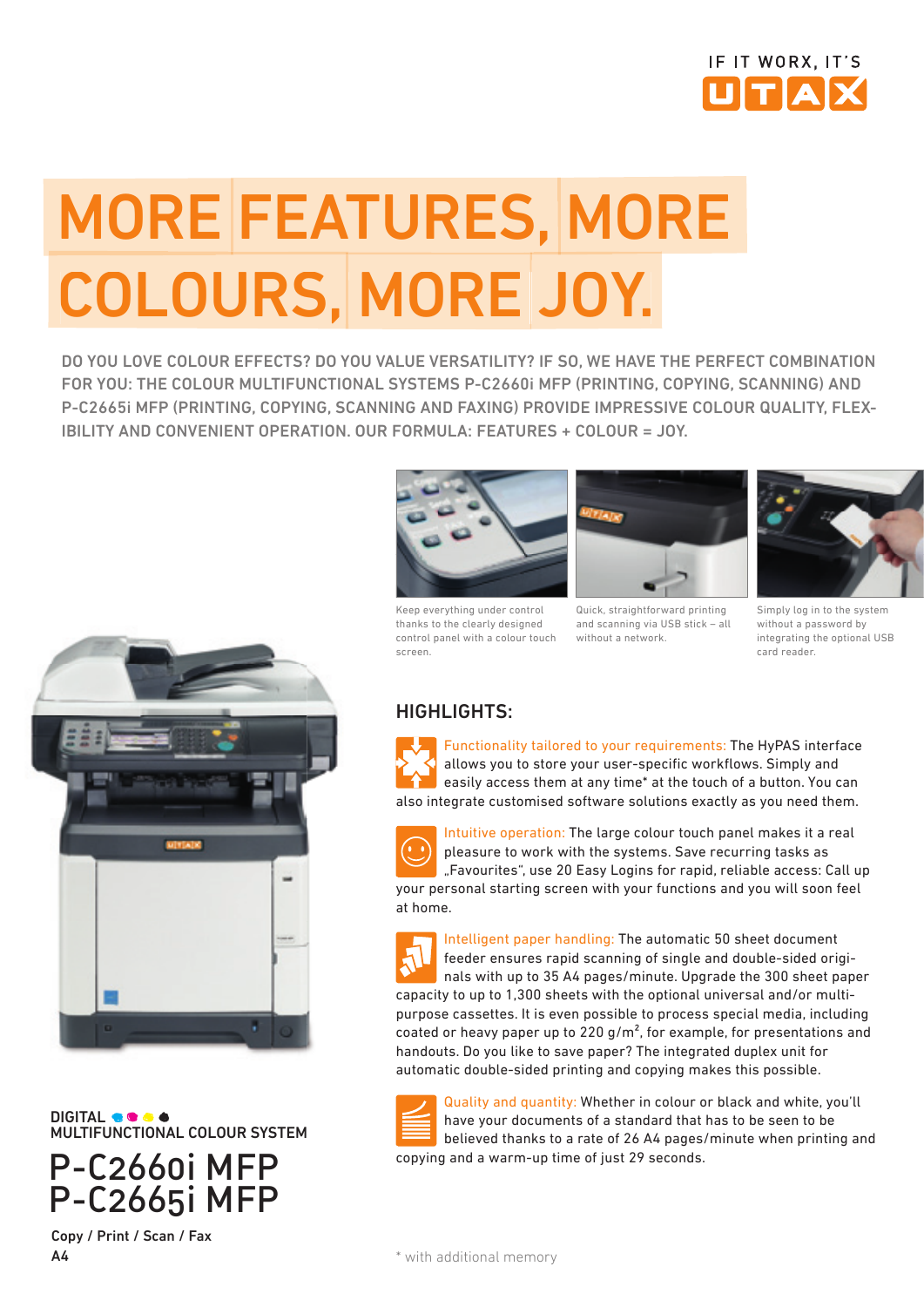IF IT WORX, IT'S UTAX

# MORE FEATURES, MORE COLOURS, MORE JOY.

DO YOU LOVE COLOUR EFFECTS? DO YOU VALUE VERSATILITY? IF SO, WE HAVE THE PERFECT COMBINATION FOR YOU: THE COLOUR MULTIFUNCTIONAL SYSTEMS P-C2660i MFP (PRINTING, COPYING, SCANNING) AND P-C2665i MFP (PRINTING, COPYING, SCANNING AND FAXING) PROVIDE IMPRESSIVE COLOUR QUALITY, FLEXIBILITY AND CONVENIENT OPERATION. OUR FORMULA: FEATURES + COLOUR = JOY.

Keep everything under control thanks to the clearly designed control panel with a colour touch screen.

Quick, straightforward printing and scanning via USB stick – all without a network.

Simply log in to the system without a password by integrating the optional USB card reader.

## HIGHLIGHTS:

**Functionality tailored to your requirements:** The HyPAS interface allows you to store your user-specific workflows. Simply and easily access them at any time* at the touch of a button. You can also integrate customised software solutions exactly as you need them.

**Intuitive operation:** The large colour touch panel makes it a real pleasure to work with the systems. Save recurring tasks as „Favourites", use 20 Easy Logins for rapid, reliable access: Call up your personal starting screen with your functions and you will soon feel at home.

**Intelligent paper handling:** The automatic 50 sheet document feeder ensures rapid scanning of single and double-sided originals with up to 35 A4 pages/minute. Upgrade the 300 sheet paper capacity to up to 1,300 sheets with the optional universal and/or multipurpose cassettes. It is even possible to process special media, including coated or heavy paper up to 220 g/m², for example, for presentations and handouts. Do you like to save paper? The integrated duplex unit for automatic double-sided printing and copying makes this possible.

**Quality and quantity:** Whether in colour or black and white, you'll have your documents of a standard that has to be seen to be believed thanks to a rate of 26 A4 pages/minute when printing and copying and a warm-up time of just 29 seconds.

DIGITAL
MULTIFUNCTIONAL COLOUR SYSTEM

## P-C2660i MFP
## P-C2665i MFP

Copy / Print / Scan / Fax
A4

* with additional memory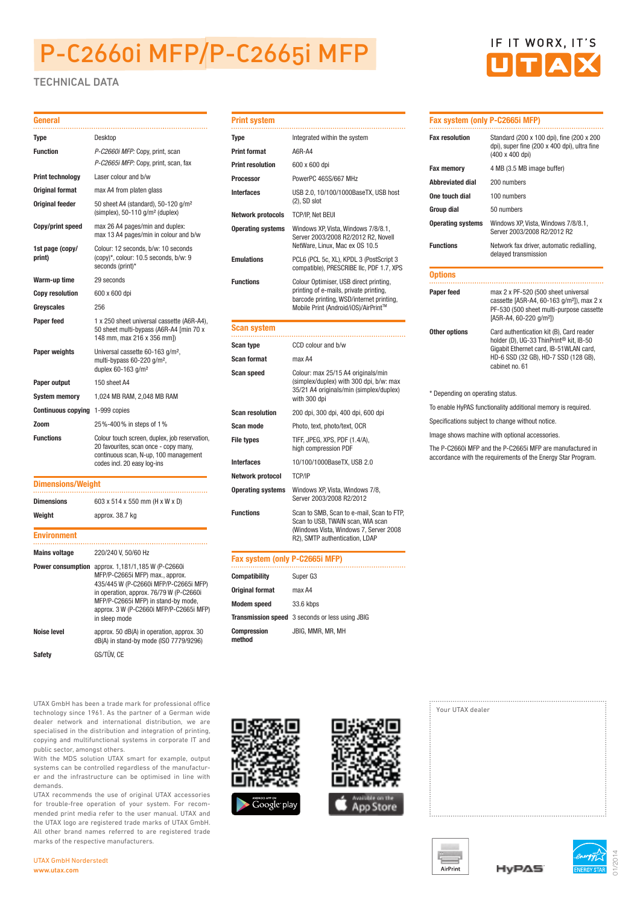# P-C2660i MFP/P-C2665i MFP

IF IT WORX, IT'S UTAX

## TECHNICAL DATA

### General

| | |
|---|---|
| **Type** | Desktop |
| **Function** | *P-C2660i MFP:* Copy, print, scan<br>*P-C2665i MFP:* Copy, print, scan, fax |
| **Print technology** | Laser colour and b/w |
| **Original format** | max A4 from platen glass |
| **Original feeder** | 50 sheet A4 (standard), 50-120 g/m² (simplex), 50-110 g/m² (duplex) |
| **Copy/print speed** | max 26 A4 pages/min and duplex: max 13 A4 pages/min in colour and b/w |
| **1st page (copy/ print)** | Colour: 12 seconds, b/w: 10 seconds (copy)*, colour: 10.5 seconds, b/w: 9 seconds (print)* |
| **Warm-up time** | 29 seconds |
| **Copy resolution** | 600 x 600 dpi |
| **Greyscales** | 256 |
| **Paper feed** | 1 x 250 sheet universal cassette (A6R-A4), 50 sheet multi-bypass (A6R-A4 [min 70 x 148 mm, max 216 x 356 mm]) |
| **Paper weights** | Universal cassette 60-163 g/m², multi-bypass 60-220 g/m², duplex 60-163 g/m² |
| **Paper output** | 150 sheet A4 |
| **System memory** | 1,024 MB RAM, 2,048 MB RAM |
| **Continuous copying** | 1-999 copies |
| **Zoom** | 25%-400% in steps of 1% |
| **Functions** | Colour touch screen, duplex, job reservation, 20 favourites, scan once - copy many, continuous scan, N-up, 100 management codes incl. 20 easy log-ins |

### Dimensions/Weight

| | |
|---|---|
| **Dimensions** | 603 x 514 x 550 mm (H x W x D) |
| **Weight** | approx. 38.7 kg |

### Environment

| | |
|---|---|
| **Mains voltage** | 220/240 V, 50/60 Hz |
| **Power consumption** | approx. 1,181/1,185 W (P-C2660i MFP/P-C2665i MFP) max., approx. 435/445 W (P-C2660i MFP/P-C2665i MFP) in operation, approx. 76/79 W (P-C2660i MFP/P-C2665i MFP) in stand-by mode, approx. 3 W (P-C2660i MFP/P-C2665i MFP) in sleep mode |
| **Noise level** | approx. 50 dB(A) in operation, approx. 30 dB(A) in stand-by mode (ISO 7779/9296) |
| **Safety** | GS/TÜV, CE |

### Print system

| | |
|---|---|
| **Type** | Integrated within the system |
| **Print format** | A6R-A4 |
| **Print resolution** | 600 x 600 dpi |
| **Processor** | PowerPC 465S/667 MHz |
| **Interfaces** | USB 2.0, 10/100/1000BaseTX, USB host (2), SD slot |
| **Network protocols** | TCP/IP, Net BEUI |
| **Operating systems** | Windows XP, Vista, Windows 7/8/8.1, Server 2003/2008 R2/2012 R2, Novell NetWare, Linux, Mac ex OS 10.5 |
| **Emulations** | PCL6 (PCL 5c, XL), KPDL 3 (PostScript 3 compatible), PRESCRIBE IIc, PDF 1.7, XPS |
| **Functions** | Colour Optimiser, USB direct printing, printing of e-mails, private printing, barcode printing, WSD/internet printing, Mobile Print (Android/iOS)/AirPrint™ |

### Scan system

| | |
|---|---|
| **Scan type** | CCD colour and b/w |
| **Scan format** | max A4 |
| **Scan speed** | Colour: max 25/15 A4 originals/min (simplex/duplex) with 300 dpi, b/w: max 35/21 A4 originals/min (simplex/duplex) with 300 dpi |
| **Scan resolution** | 200 dpi, 300 dpi, 400 dpi, 600 dpi |
| **Scan mode** | Photo, text, photo/text, OCR |
| **File types** | TIFF, JPEG, XPS, PDF (1.4/A), high compression PDF |
| **Interfaces** | 10/100/1000BaseTX, USB 2.0 |
| **Network protocol** | TCP/IP |
| **Operating systems** | Windows XP, Vista, Windows 7/8, Server 2003/2008 R2/2012 |
| **Functions** | Scan to SMB, Scan to e-mail, Scan to FTP, Scan to USB, TWAIN scan, WIA scan (Windows Vista, Windows 7, Server 2008 R2), SMTP authentication, LDAP |

### Fax system (only P-C2665i MFP)

| | |
|---|---|
| **Compatibility** | Super G3 |
| **Original format** | max A4 |
| **Modem speed** | 33.6 kbps |
| **Transmission speed** | 3 seconds or less using JBIG |
| **Compression method** | JBIG, MMR, MR, MH |
| **Fax resolution** | Standard (200 x 100 dpi), fine (200 x 200 dpi), super fine (200 x 400 dpi), ultra fine (400 x 400 dpi) |
| **Fax memory** | 4 MB (3.5 MB image buffer) |
| **Abbreviated dial** | 200 numbers |
| **One touch dial** | 100 numbers |
| **Group dial** | 50 numbers |
| **Operating systems** | Windows XP, Vista, Windows 7/8/8.1, Server 2003/2008 R2/2012 R2 |
| **Functions** | Network fax driver, automatic redialling, delayed transmission |

### Options

| | |
|---|---|
| **Paper feed** | max 2 x PF-520 (500 sheet universal cassette [A5R-A4, 60-163 g/m²]), max 2 x PF-530 (500 sheet multi-purpose cassette [A5R-A4, 60-220 g/m²]) |
| **Other options** | Card authentication kit (B), Card reader holder (D), UG-33 ThinPrint® kit, IB-50 Gigabit Ethernet card, IB-51WLAN card, HD-6 SSD (32 GB), HD-7 SSD (128 GB), cabinet no. 61 |

\* Depending on operating status.

To enable HyPAS functionality additional memory is required.

Specifications subject to change without notice.

Image shows machine with optional accessories.

The P-C2660i MFP and the P-C2665i MFP are manufactured in accordance with the requirements of the Energy Star Program.

UTAX GmbH has been a trade mark for professional office technology since 1961. As the partner of a German wide dealer network and international distribution, we are specialised in the distribution and integration of printing, copying and multifunctional systems in corporate IT and public sector, amongst others.
With the MDS solution UTAX smart for example, output systems can be controlled regardless of the manufacturer and the infrastructure can be optimised in line with demands.
UTAX recommends the use of original UTAX accessories for trouble-free operation of your system. For recommended print media refer to the user manual. UTAX and the UTAX logo are registered trade marks of UTAX GmbH. All other brand names referred to are registered trade marks of the respective manufacturers.

UTAX GmbH Norderstedt
www.utax.com

ANDROID APP ON Google play

Available on the App Store

Your UTAX dealer

AirPrint

HyPAS

ENERGY STAR

01/2014